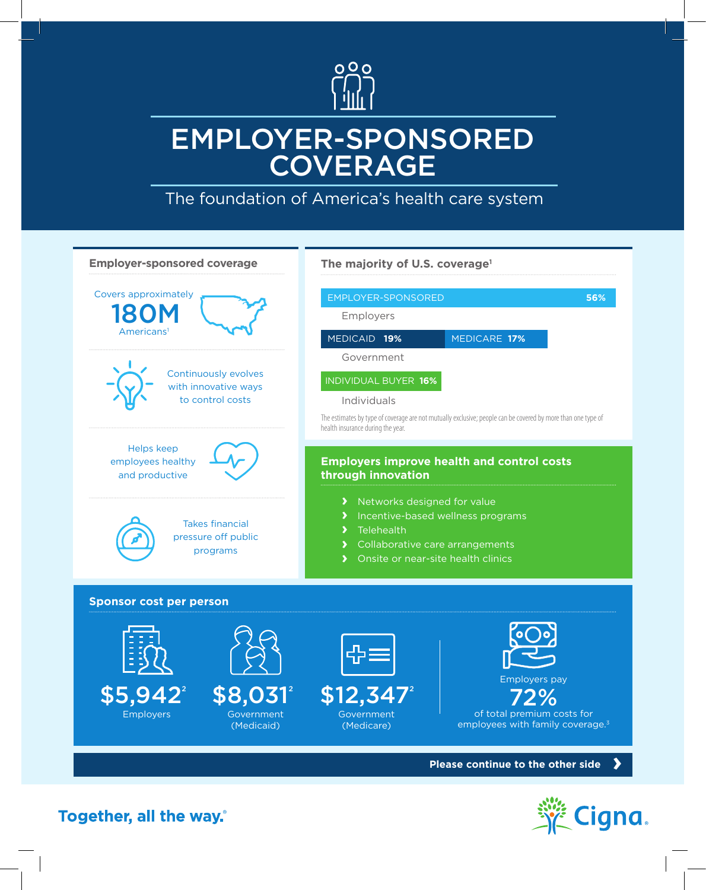# EMPLOYER-SPONSORED COVERAGE

## The foundation of America's health care system

### Employer-sponsored coverage

Covers approximately **180M** Americans[1]

Continuously evolves with innovative ways to control costs

Helps keep employees healthy and productive

Takes financial pressure off public programs

### The majority of U.S. coverage[1]

**Employers**
- EMPLOYER-SPONSORED **56%**

**Government**
- MEDICAID **19%**
- MEDICARE **17%**

**Individuals**
- INDIVIDUAL BUYER **16%**

The estimates by type of coverage are not mutually exclusive; people can be covered by more than one type of health insurance during the year.

### Employers improve health and control costs through innovation

- Networks designed for value
- Incentive-based wellness programs
- Telehealth
- Collaborative care arrangements
- Onsite or near-site health clinics

### Sponsor cost per person

| $5,942[2] | $8,031[2] | $12,347[2] |
|---|---|---|
| Employers | Government (Medicaid) | Government (Medicare) |

Employers pay **72%** of total premium costs for employees with family coverage.[3]

**Please continue to the other side**

Together, all the way.®

Cigna.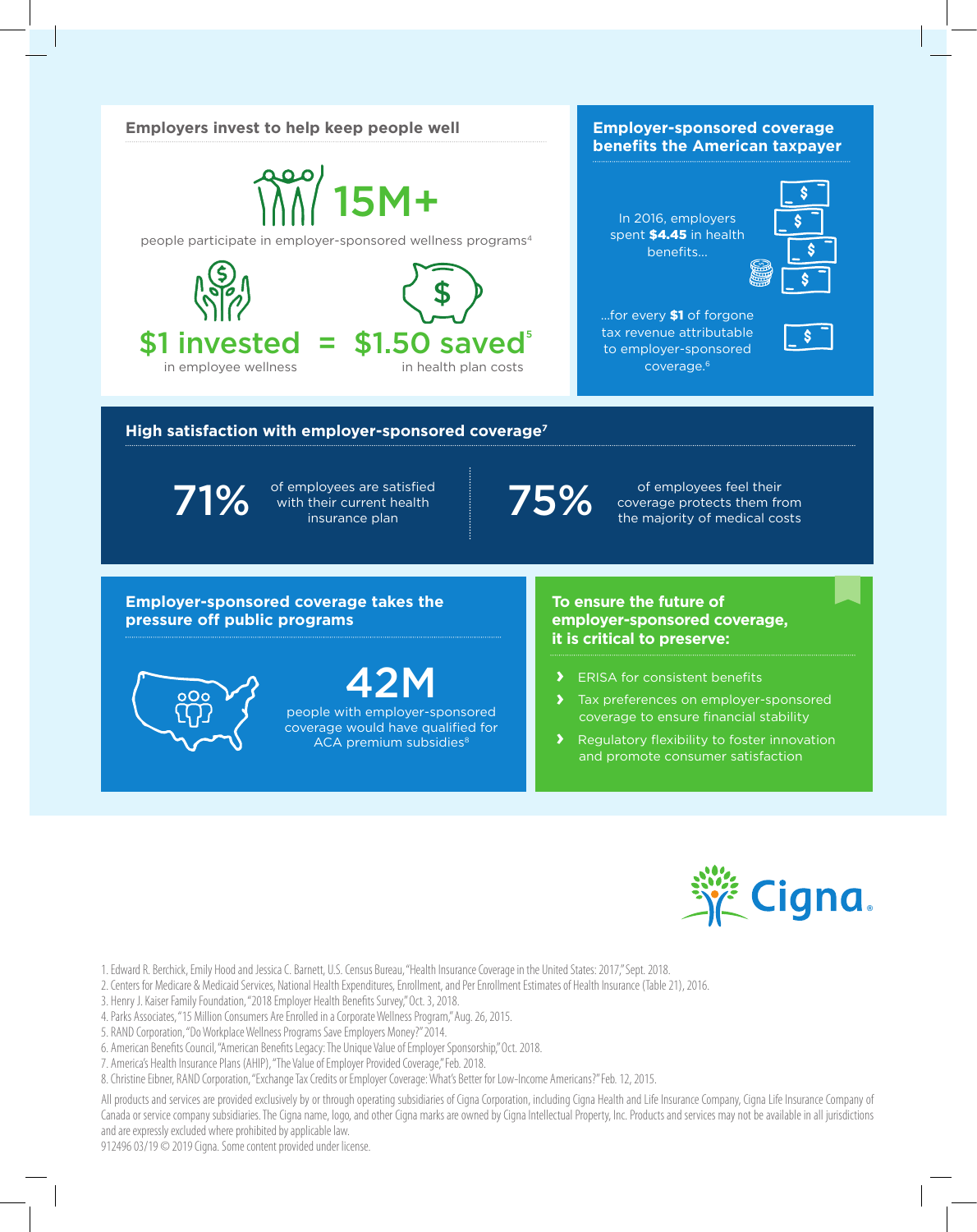## Employers invest to help keep people well

15M+

people participate in employer-sponsored wellness programs[4]

$1 invested = $1.50 saved[5]

in employee wellness — in health plan costs

## Employer-sponsored coverage benefits the American taxpayer

In 2016, employers spent **$4.45** in health benefits...

...for every **$1** of forgone tax revenue attributable to employer-sponsored coverage.[6]

## High satisfaction with employer-sponsored coverage[7]

**71%** of employees are satisfied with their current health insurance plan

**75%** of employees feel their coverage protects them from the majority of medical costs

## Employer-sponsored coverage takes the pressure off public programs

**42M**

people with employer-sponsored coverage would have qualified for ACA premium subsidies[8]

## To ensure the future of employer-sponsored coverage, it is critical to preserve:

- ERISA for consistent benefits
- Tax preferences on employer-sponsored coverage to ensure financial stability
- Regulatory flexibility to foster innovation and promote consumer satisfaction

Cigna.

1. Edward R. Berchick, Emily Hood and Jessica C. Barnett, U.S. Census Bureau, "Health Insurance Coverage in the United States: 2017," Sept. 2018.
2. Centers for Medicare & Medicaid Services, National Health Expenditures, Enrollment, and Per Enrollment Estimates of Health Insurance (Table 21), 2016.
3. Henry J. Kaiser Family Foundation, "2018 Employer Health Benefits Survey," Oct. 3, 2018.
4. Parks Associates, "15 Million Consumers Are Enrolled in a Corporate Wellness Program," Aug. 26, 2015.
5. RAND Corporation, "Do Workplace Wellness Programs Save Employers Money?" 2014.
6. American Benefits Council, "American Benefits Legacy: The Unique Value of Employer Sponsorship," Oct. 2018.
7. America's Health Insurance Plans (AHIP), "The Value of Employer Provided Coverage," Feb. 2018.
8. Christine Eibner, RAND Corporation, "Exchange Tax Credits or Employer Coverage: What's Better for Low-Income Americans?" Feb. 12, 2015.

All products and services are provided exclusively by or through operating subsidiaries of Cigna Corporation, including Cigna Health and Life Insurance Company, Cigna Life Insurance Company of Canada or service company subsidiaries. The Cigna name, logo, and other Cigna marks are owned by Cigna Intellectual Property, Inc. Products and services may not be available in all jurisdictions and are expressly excluded where prohibited by applicable law.

912496 03/19 © 2019 Cigna. Some content provided under license.